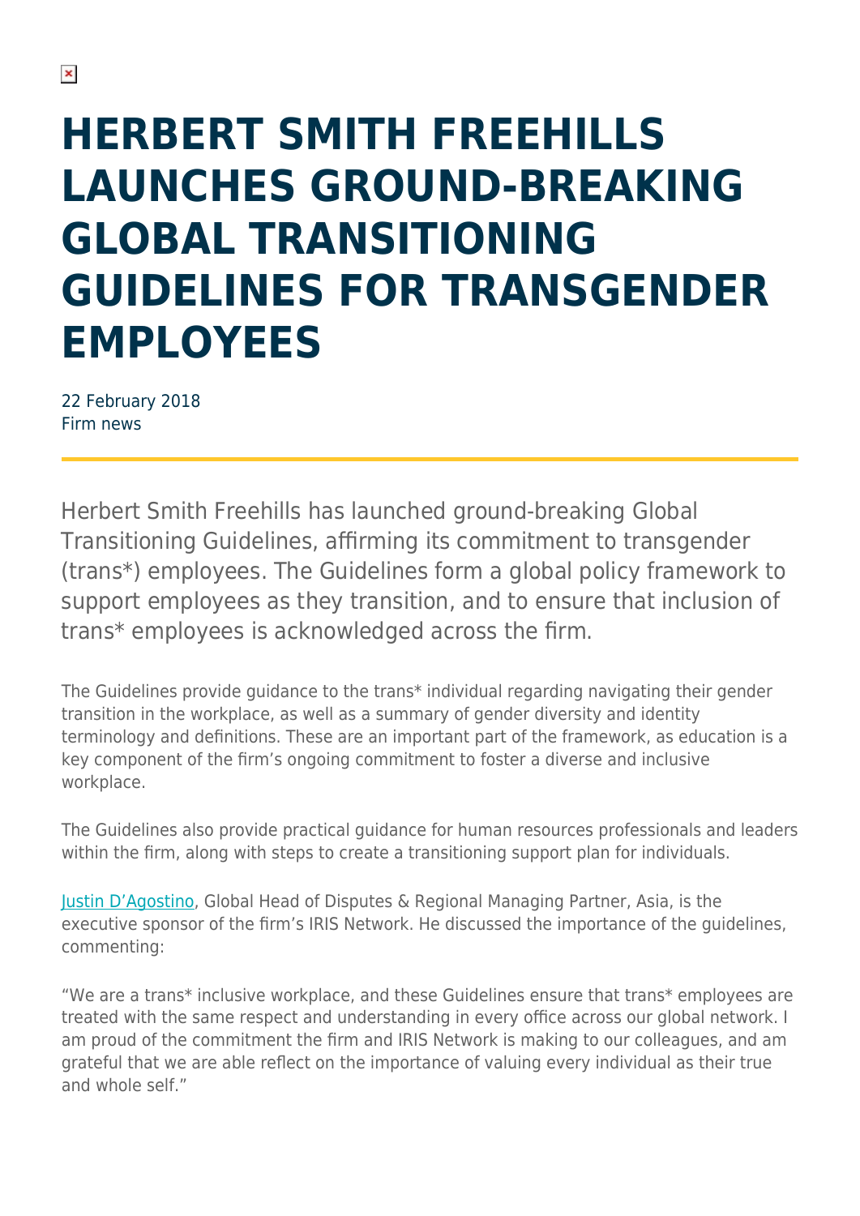# HERBERT SMITH FREEHILLS LAUNCHES GROUND-BREAKING GLOBAL TRANSITIONING GUIDELINES FOR TRANSGENDER EMPLOYEES

22 February 2018
Firm news

Herbert Smith Freehills has launched ground-breaking Global Transitioning Guidelines, affirming its commitment to transgender (trans*) employees. The Guidelines form a global policy framework to support employees as they transition, and to ensure that inclusion of trans* employees is acknowledged across the firm.

The Guidelines provide guidance to the trans* individual regarding navigating their gender transition in the workplace, as well as a summary of gender diversity and identity terminology and definitions. These are an important part of the framework, as education is a key component of the firm's ongoing commitment to foster a diverse and inclusive workplace.

The Guidelines also provide practical guidance for human resources professionals and leaders within the firm, along with steps to create a transitioning support plan for individuals.

Justin D'Agostino, Global Head of Disputes & Regional Managing Partner, Asia, is the executive sponsor of the firm's IRIS Network. He discussed the importance of the guidelines, commenting:

"We are a trans* inclusive workplace, and these Guidelines ensure that trans* employees are treated with the same respect and understanding in every office across our global network. I am proud of the commitment the firm and IRIS Network is making to our colleagues, and am grateful that we are able reflect on the importance of valuing every individual as their true and whole self."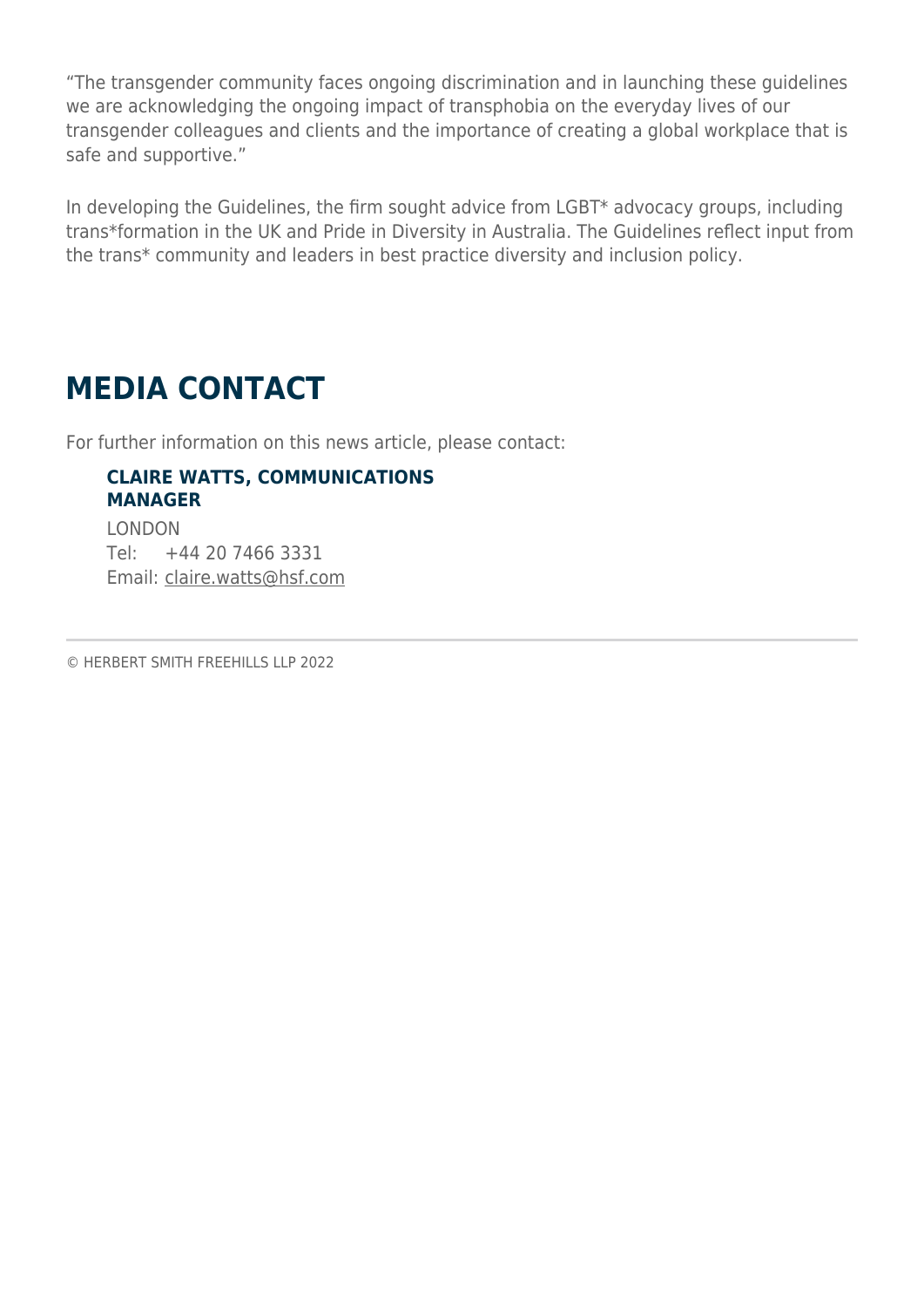"The transgender community faces ongoing discrimination and in launching these guidelines we are acknowledging the ongoing impact of transphobia on the everyday lives of our transgender colleagues and clients and the importance of creating a global workplace that is safe and supportive."

In developing the Guidelines, the firm sought advice from LGBT* advocacy groups, including trans*formation in the UK and Pride in Diversity in Australia. The Guidelines reflect input from the trans* community and leaders in best practice diversity and inclusion policy.

## MEDIA CONTACT

For further information on this news article, please contact:

**CLAIRE WATTS, COMMUNICATIONS MANAGER**

LONDON
Tel: +44 20 7466 3331
Email: claire.watts@hsf.com

---

© HERBERT SMITH FREEHILLS LLP 2022